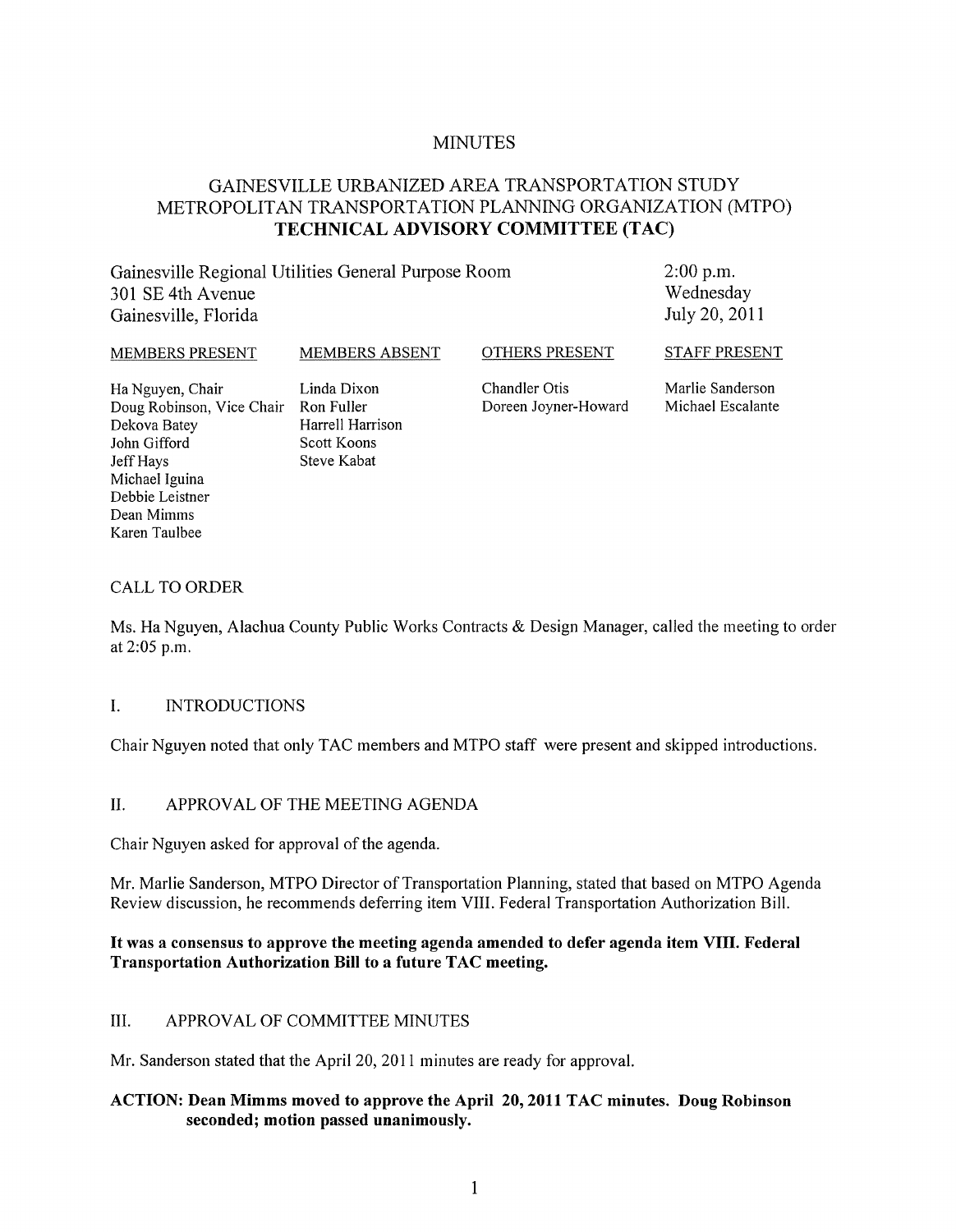# MINUTES

## GAINESVILLE URBANIZED AREA TRANSPORTATION STUDY METROPOLITAN TRANSPORTATION PLANNING ORGANIZATION (MTPO) **TECHNICAL ADVISORY COMMITTEE (TAC)**

Gainesville Regional Utilities General Purpose Room
301 SE 4th Avenue
Gainesville, Florida

2:00 p.m.
Wednesday
July 20, 2011

| MEMBERS PRESENT | MEMBERS ABSENT | OTHERS PRESENT | STAFF PRESENT |
|---|---|---|---|
| Ha Nguyen, Chair | Linda Dixon | Chandler Otis | Marlie Sanderson |
| Doug Robinson, Vice Chair | Ron Fuller | Doreen Joyner-Howard | Michael Escalante |
| Dekova Batey | Harrell Harrison | | |
| John Gifford | Scott Koons | | |
| Jeff Hays | Steve Kabat | | |
| Michael Iguina | | | |
| Debbie Leistner | | | |
| Dean Mimms | | | |
| Karen Taulbee | | | |

CALL TO ORDER

Ms. Ha Nguyen, Alachua County Public Works Contracts & Design Manager, called the meeting to order at 2:05 p.m.

I. INTRODUCTIONS

Chair Nguyen noted that only TAC members and MTPO staff were present and skipped introductions.

II. APPROVAL OF THE MEETING AGENDA

Chair Nguyen asked for approval of the agenda.

Mr. Marlie Sanderson, MTPO Director of Transportation Planning, stated that based on MTPO Agenda Review discussion, he recommends deferring item VIII. Federal Transportation Authorization Bill.

**It was a consensus to approve the meeting agenda amended to defer agenda item VIII. Federal Transportation Authorization Bill to a future TAC meeting.**

III. APPROVAL OF COMMITTEE MINUTES

Mr. Sanderson stated that the April 20, 2011 minutes are ready for approval.

**ACTION: Dean Mimms moved to approve the April 20, 2011 TAC minutes. Doug Robinson seconded; motion passed unanimously.**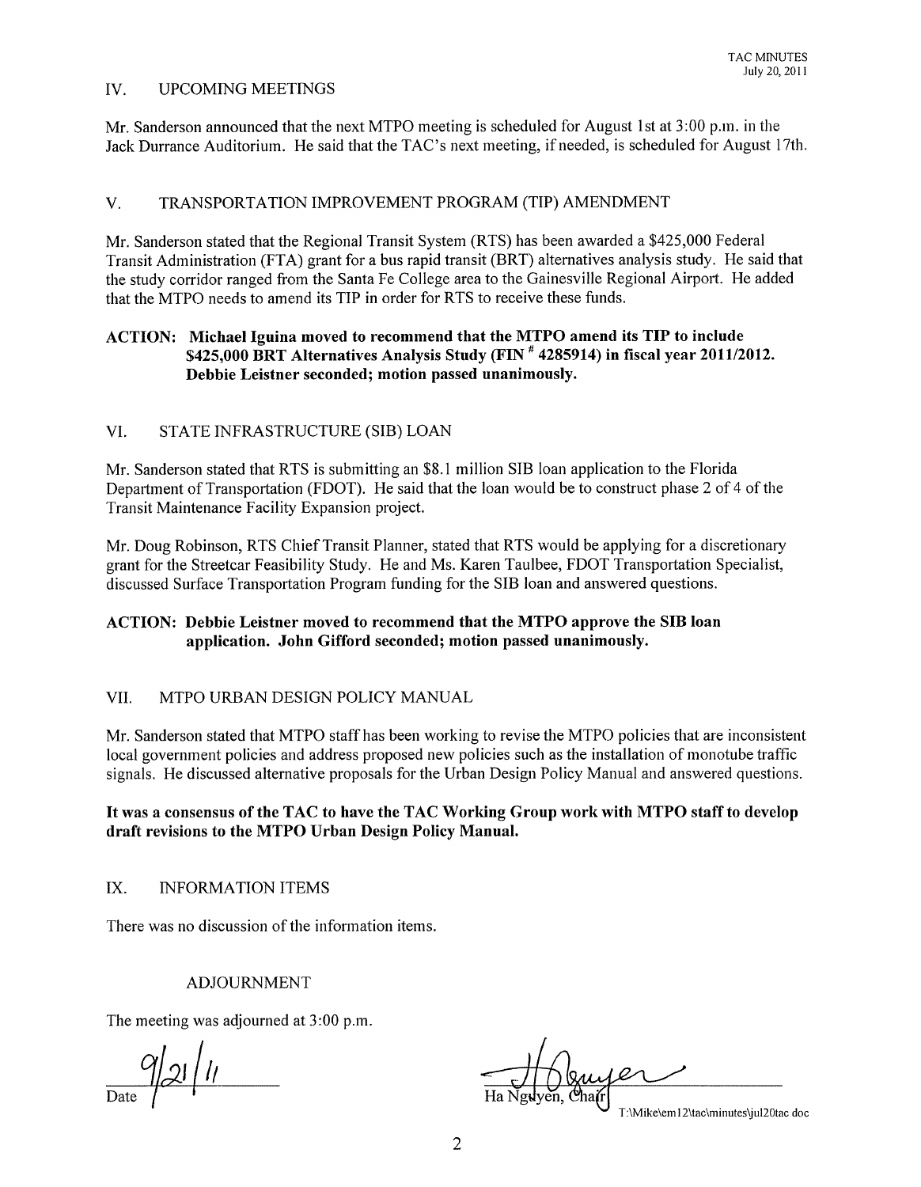## IV. UPCOMING MEETINGS

Mr. Sanderson announced that the next MTPO meeting is scheduled for August 1st at 3:00 p.m. in the Jack Durrance Auditorium. He said that the TAC's next meeting, if needed, is scheduled for August 17th.

## V. TRANSPORTATION IMPROVEMENT PROGRAM (TIP) AMENDMENT

Mr. Sanderson stated that the Regional Transit System (RTS) has been awarded a $425,000 Federal Transit Administration (FTA) grant for a bus rapid transit (BRT) alternatives analysis study. He said that the study corridor ranged from the Santa Fe College area to the Gainesville Regional Airport. He added that the MTPO needs to amend its TIP in order for RTS to receive these funds.

**ACTION: Michael Iguina moved to recommend that the MTPO amend its TIP to include $425,000 BRT Alternatives Analysis Study (FIN # 4285914) in fiscal year 2011/2012. Debbie Leistner seconded; motion passed unanimously.**

## VI. STATE INFRASTRUCTURE (SIB) LOAN

Mr. Sanderson stated that RTS is submitting an $8.1 million SIB loan application to the Florida Department of Transportation (FDOT). He said that the loan would be to construct phase 2 of 4 of the Transit Maintenance Facility Expansion project.

Mr. Doug Robinson, RTS Chief Transit Planner, stated that RTS would be applying for a discretionary grant for the Streetcar Feasibility Study. He and Ms. Karen Taulbee, FDOT Transportation Specialist, discussed Surface Transportation Program funding for the SIB loan and answered questions.

**ACTION: Debbie Leistner moved to recommend that the MTPO approve the SIB loan application. John Gifford seconded; motion passed unanimously.**

## VII. MTPO URBAN DESIGN POLICY MANUAL

Mr. Sanderson stated that MTPO staff has been working to revise the MTPO policies that are inconsistent local government policies and address proposed new policies such as the installation of monotube traffic signals. He discussed alternative proposals for the Urban Design Policy Manual and answered questions.

**It was a consensus of the TAC to have the TAC Working Group work with MTPO staff to develop draft revisions to the MTPO Urban Design Policy Manual.**

## IX. INFORMATION ITEMS

There was no discussion of the information items.

## ADJOURNMENT

The meeting was adjourned at 3:00 p.m.

9/21/11
Date

Ha Nguyen, Chair

T:\Mike\em12\tac\minutes\jul20tac doc